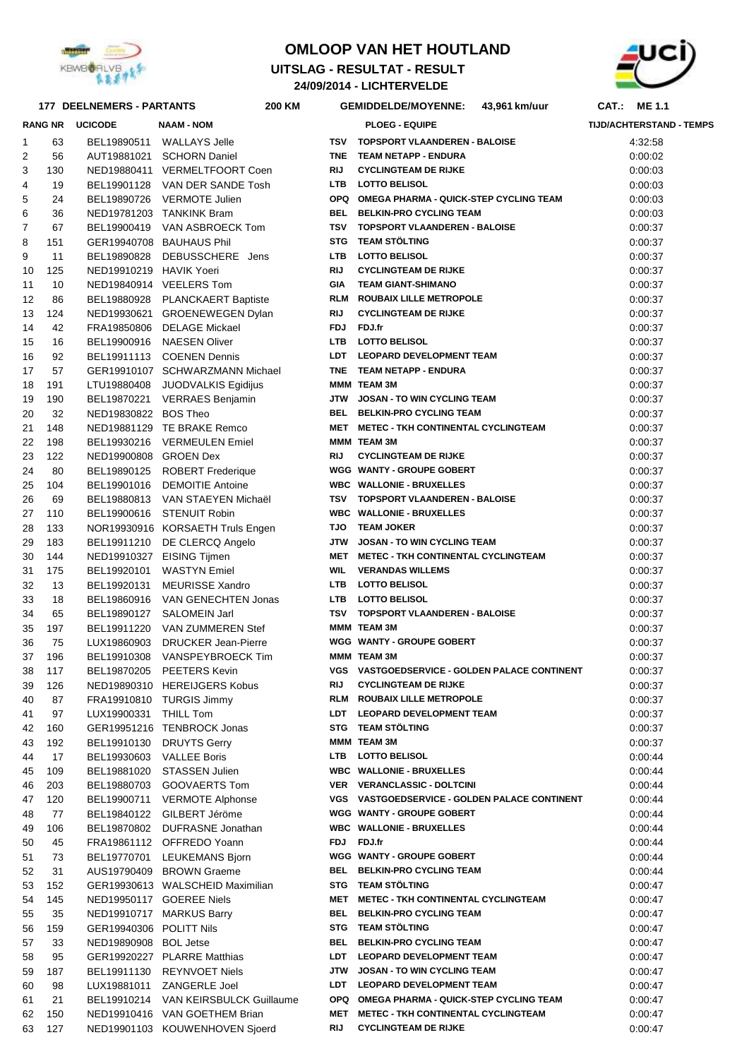# OMLOOP VAN HET HOUTLAND

## UITSLAG - RESULTAT - RESULT

### 24/09/2014 - LICHTERVELDE

**177 DEELNEMERS - PARTANTS** **200 KM** **GEMIDDELDE/MOYENNE: 43,961 km/uur** **CAT.: ME 1.1**

| RANG | NR | UCICODE | NAAM - NOM | | PLOEG - EQUIPE | TIJD/ACHTERSTAND - TEMPS |
|---|---|---|---|---|---|---|
| 1 | 63 | BEL19890511 | WALLAYS Jelle | TSV | TOPSPORT VLAANDEREN - BALOISE | 4:32:58 |
| 2 | 56 | AUT19881021 | SCHORN Daniel | TNE | TEAM NETAPP - ENDURA | 0:00:02 |
| 3 | 130 | NED19880411 | VERMELTFOORT Coen | RIJ | CYCLINGTEAM DE RIJKE | 0:00:03 |
| 4 | 19 | BEL19901128 | VAN DER SANDE Tosh | LTB | LOTTO BELISOL | 0:00:03 |
| 5 | 24 | BEL19890726 | VERMOTE Julien | OPQ | OMEGA PHARMA - QUICK-STEP CYCLING TEAM | 0:00:03 |
| 6 | 36 | NED19781203 | TANKINK Bram | BEL | BELKIN-PRO CYCLING TEAM | 0:00:03 |
| 7 | 67 | BEL19900419 | VAN ASBROECK Tom | TSV | TOPSPORT VLAANDEREN - BALOISE | 0:00:37 |
| 8 | 151 | GER19940708 | BAUHAUS Phil | STG | TEAM STÖLTING | 0:00:37 |
| 9 | 11 | BEL19890828 | DEBUSSCHERE Jens | LTB | LOTTO BELISOL | 0:00:37 |
| 10 | 125 | NED19910219 | HAVIK Yoeri | RIJ | CYCLINGTEAM DE RIJKE | 0:00:37 |
| 11 | 10 | NED19840914 | VEELERS Tom | GIA | TEAM GIANT-SHIMANO | 0:00:37 |
| 12 | 86 | BEL19880928 | PLANCKAERT Baptiste | RLM | ROUBAIX LILLE METROPOLE | 0:00:37 |
| 13 | 124 | NED19930621 | GROENEWEGEN Dylan | RIJ | CYCLINGTEAM DE RIJKE | 0:00:37 |
| 14 | 42 | FRA19850806 | DELAGE Mickael | FDJ | FDJ.fr | 0:00:37 |
| 15 | 16 | BEL19900916 | NAESEN Oliver | LTB | LOTTO BELISOL | 0:00:37 |
| 16 | 92 | BEL19911113 | COENEN Dennis | LDT | LEOPARD DEVELOPMENT TEAM | 0:00:37 |
| 17 | 57 | GER19910107 | SCHWARZMANN Michael | TNE | TEAM NETAPP - ENDURA | 0:00:37 |
| 18 | 191 | LTU19880408 | JUODVALKIS Egidijus | MMM | TEAM 3M | 0:00:37 |
| 19 | 190 | BEL19870221 | VERRAES Benjamin | JTW | JOSAN - TO WIN CYCLING TEAM | 0:00:37 |
| 20 | 32 | NED19830822 | BOS Theo | BEL | BELKIN-PRO CYCLING TEAM | 0:00:37 |
| 21 | 148 | NED19881129 | TE BRAKE Remco | MET | METEC - TKH CONTINENTAL CYCLINGTEAM | 0:00:37 |
| 22 | 198 | BEL19930216 | VERMEULEN Emiel | MMM | TEAM 3M | 0:00:37 |
| 23 | 122 | NED19900808 | GROEN Dex | RIJ | CYCLINGTEAM DE RIJKE | 0:00:37 |
| 24 | 80 | BEL19890125 | ROBERT Frederique | WGG | WANTY - GROUPE GOBERT | 0:00:37 |
| 25 | 104 | BEL19901016 | DEMOITIE Antoine | WBC | WALLONIE - BRUXELLES | 0:00:37 |
| 26 | 69 | BEL19880813 | VAN STAEYEN Michaël | TSV | TOPSPORT VLAANDEREN - BALOISE | 0:00:37 |
| 27 | 110 | BEL19900616 | STENUIT Robin | WBC | WALLONIE - BRUXELLES | 0:00:37 |
| 28 | 133 | NOR19930916 | KORSAETH Truls Engen | TJO | TEAM JOKER | 0:00:37 |
| 29 | 183 | BEL19911210 | DE CLERCQ Angelo | JTW | JOSAN - TO WIN CYCLING TEAM | 0:00:37 |
| 30 | 144 | NED19910327 | EISING Tijmen | MET | METEC - TKH CONTINENTAL CYCLINGTEAM | 0:00:37 |
| 31 | 175 | BEL19920101 | WASTYN Emiel | WIL | VERANDAS WILLEMS | 0:00:37 |
| 32 | 13 | BEL19920131 | MEURISSE Xandro | LTB | LOTTO BELISOL | 0:00:37 |
| 33 | 18 | BEL19860916 | VAN GENECHTEN Jonas | LTB | LOTTO BELISOL | 0:00:37 |
| 34 | 65 | BEL19890127 | SALOMEIN Jarl | TSV | TOPSPORT VLAANDEREN - BALOISE | 0:00:37 |
| 35 | 197 | BEL19911220 | VAN ZUMMEREN Stef | MMM | TEAM 3M | 0:00:37 |
| 36 | 75 | LUX19860903 | DRUCKER Jean-Pierre | WGG | WANTY - GROUPE GOBERT | 0:00:37 |
| 37 | 196 | BEL19910308 | VANSPEYBROECK Tim | MMM | TEAM 3M | 0:00:37 |
| 38 | 117 | BEL19870205 | PEETERS Kevin | VGS | VASTGOEDSERVICE - GOLDEN PALACE CONTINENT | 0:00:37 |
| 39 | 126 | NED19890310 | HEREIJGERS Kobus | RIJ | CYCLINGTEAM DE RIJKE | 0:00:37 |
| 40 | 87 | FRA19910810 | TURGIS Jimmy | RLM | ROUBAIX LILLE METROPOLE | 0:00:37 |
| 41 | 97 | LUX19900331 | THILL Tom | LDT | LEOPARD DEVELOPMENT TEAM | 0:00:37 |
| 42 | 160 | GER19951216 | TENBROCK Jonas | STG | TEAM STÖLTING | 0:00:37 |
| 43 | 192 | BEL19910130 | DRUYTS Gerry | MMM | TEAM 3M | 0:00:37 |
| 44 | 17 | BEL19930603 | VALLEE Boris | LTB | LOTTO BELISOL | 0:00:44 |
| 45 | 109 | BEL19881020 | STASSEN Julien | WBC | WALLONIE - BRUXELLES | 0:00:44 |
| 46 | 203 | BEL19880703 | GOOVAERTS Tom | VER | VERANCLASSIC - DOLTCINI | 0:00:44 |
| 47 | 120 | BEL19900711 | VERMOTE Alphonse | VGS | VASTGOEDSERVICE - GOLDEN PALACE CONTINENT | 0:00:44 |
| 48 | 77 | BEL19840122 | GILBERT Jéröme | WGG | WANTY - GROUPE GOBERT | 0:00:44 |
| 49 | 106 | BEL19870802 | DUFRASNE Jonathan | WBC | WALLONIE - BRUXELLES | 0:00:44 |
| 50 | 45 | FRA19861112 | OFFREDO Yoann | FDJ | FDJ.fr | 0:00:44 |
| 51 | 73 | BEL19770701 | LEUKEMANS Bjorn | WGG | WANTY - GROUPE GOBERT | 0:00:44 |
| 52 | 31 | AUS19790409 | BROWN Graeme | BEL | BELKIN-PRO CYCLING TEAM | 0:00:44 |
| 53 | 152 | GER19930613 | WALSCHEID Maximilian | STG | TEAM STÖLTING | 0:00:47 |
| 54 | 145 | NED19950117 | GOEREE Niels | MET | METEC - TKH CONTINENTAL CYCLINGTEAM | 0:00:47 |
| 55 | 35 | NED19910717 | MARKUS Barry | BEL | BELKIN-PRO CYCLING TEAM | 0:00:47 |
| 56 | 159 | GER19940306 | POLITT Nils | STG | TEAM STÖLTING | 0:00:47 |
| 57 | 33 | NED19890908 | BOL Jetse | BEL | BELKIN-PRO CYCLING TEAM | 0:00:47 |
| 58 | 95 | GER19920227 | PLARRE Matthias | LDT | LEOPARD DEVELOPMENT TEAM | 0:00:47 |
| 59 | 187 | BEL19911130 | REYNVOET Niels | JTW | JOSAN - TO WIN CYCLING TEAM | 0:00:47 |
| 60 | 98 | LUX19881011 | ZANGERLE Joel | LDT | LEOPARD DEVELOPMENT TEAM | 0:00:47 |
| 61 | 21 | BEL19910214 | VAN KEIRSBULCK Guillaume | OPQ | OMEGA PHARMA - QUICK-STEP CYCLING TEAM | 0:00:47 |
| 62 | 150 | NED19910416 | VAN GOETHEM Brian | MET | METEC - TKH CONTINENTAL CYCLINGTEAM | 0:00:47 |
| 63 | 127 | NED19901103 | KOUWENHOVEN Sjoerd | RIJ | CYCLINGTEAM DE RIJKE | 0:00:47 |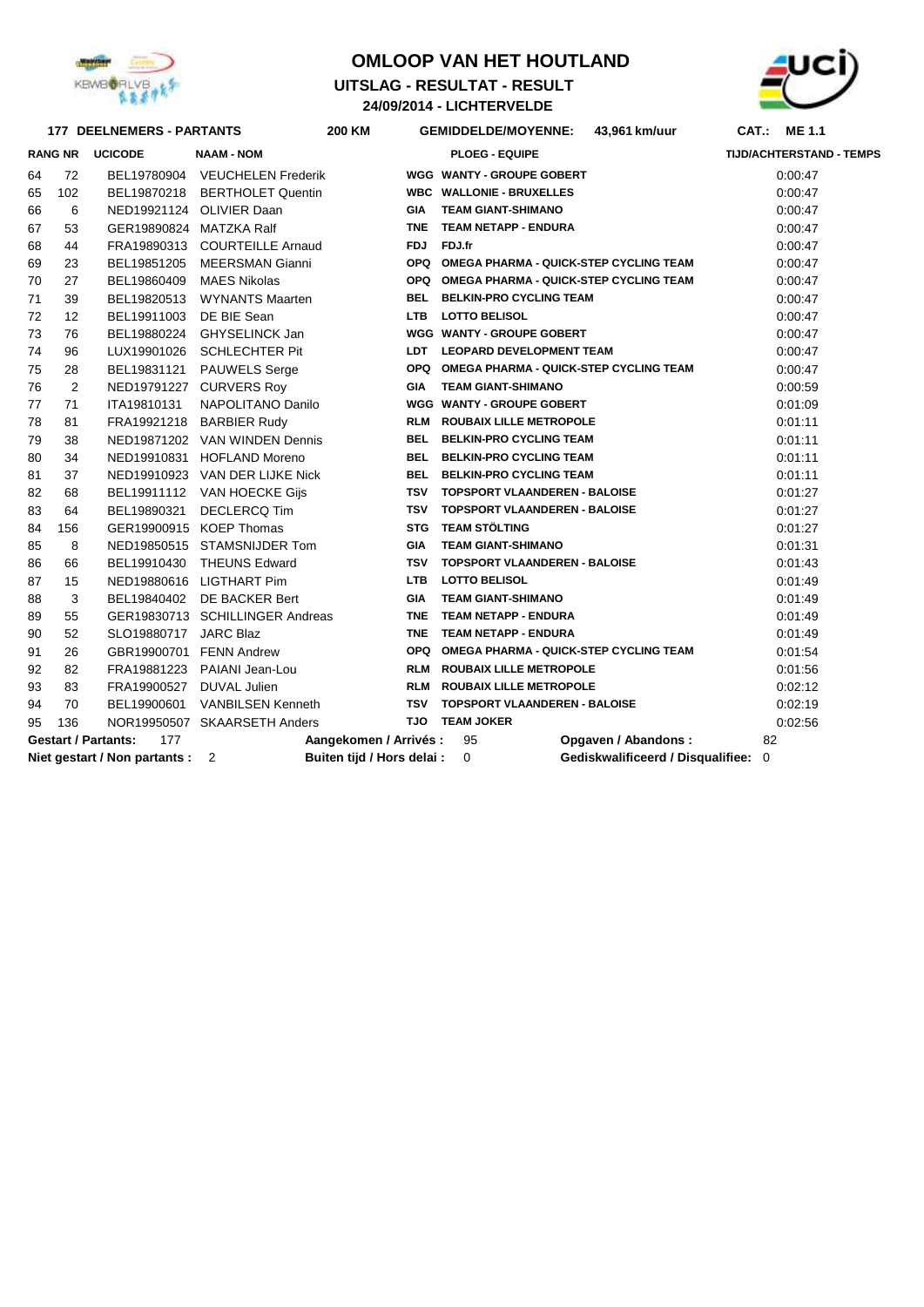# OMLOOP VAN HET HOUTLAND

## UITSLAG - RESULTAT - RESULT

**24/09/2014 - LICHTERVELDE**

**177 DEELNEMERS - PARTANTS** **200 KM** **GEMIDDELDE/MOYENNE: 43,961 km/uur** **CAT.: ME 1.1**

| RANG | NR | UCICODE | NAAM - NOM | | PLOEG - EQUIPE | TIJD/ACHTERSTAND - TEMPS |
|---|---|---|---|---|---|---|
| 64 | 72 | BEL19780904 | VEUCHELEN Frederik | WGG | WANTY - GROUPE GOBERT | 0:00:47 |
| 65 | 102 | BEL19870218 | BERTHOLET Quentin | WBC | WALLONIE - BRUXELLES | 0:00:47 |
| 66 | 6 | NED19921124 | OLIVIER Daan | GIA | TEAM GIANT-SHIMANO | 0:00:47 |
| 67 | 53 | GER19890824 | MATZKA Ralf | TNE | TEAM NETAPP - ENDURA | 0:00:47 |
| 68 | 44 | FRA19890313 | COURTEILLE Arnaud | FDJ | FDJ.fr | 0:00:47 |
| 69 | 23 | BEL19851205 | MEERSMAN Gianni | OPQ | OMEGA PHARMA - QUICK-STEP CYCLING TEAM | 0:00:47 |
| 70 | 27 | BEL19860409 | MAES Nikolas | OPQ | OMEGA PHARMA - QUICK-STEP CYCLING TEAM | 0:00:47 |
| 71 | 39 | BEL19820513 | WYNANTS Maarten | BEL | BELKIN-PRO CYCLING TEAM | 0:00:47 |
| 72 | 12 | BEL19911003 | DE BIE Sean | LTB | LOTTO BELISOL | 0:00:47 |
| 73 | 76 | BEL19880224 | GHYSELINCK Jan | WGG | WANTY - GROUPE GOBERT | 0:00:47 |
| 74 | 96 | LUX19901026 | SCHLECHTER Pit | LDT | LEOPARD DEVELOPMENT TEAM | 0:00:47 |
| 75 | 28 | BEL19831121 | PAUWELS Serge | OPQ | OMEGA PHARMA - QUICK-STEP CYCLING TEAM | 0:00:47 |
| 76 | 2 | NED19791227 | CURVERS Roy | GIA | TEAM GIANT-SHIMANO | 0:00:59 |
| 77 | 71 | ITA19810131 | NAPOLITANO Danilo | WGG | WANTY - GROUPE GOBERT | 0:01:09 |
| 78 | 81 | FRA19921218 | BARBIER Rudy | RLM | ROUBAIX LILLE METROPOLE | 0:01:11 |
| 79 | 38 | NED19871202 | VAN WINDEN Dennis | BEL | BELKIN-PRO CYCLING TEAM | 0:01:11 |
| 80 | 34 | NED19910831 | HOFLAND Moreno | BEL | BELKIN-PRO CYCLING TEAM | 0:01:11 |
| 81 | 37 | NED19910923 | VAN DER LIJKE Nick | BEL | BELKIN-PRO CYCLING TEAM | 0:01:11 |
| 82 | 68 | BEL19911112 | VAN HOECKE Gijs | TSV | TOPSPORT VLAANDEREN - BALOISE | 0:01:27 |
| 83 | 64 | BEL19890321 | DECLERCQ Tim | TSV | TOPSPORT VLAANDEREN - BALOISE | 0:01:27 |
| 84 | 156 | GER19900915 | KOEP Thomas | STG | TEAM STÖLTING | 0:01:27 |
| 85 | 8 | NED19850515 | STAMSNIJDER Tom | GIA | TEAM GIANT-SHIMANO | 0:01:31 |
| 86 | 66 | BEL19910430 | THEUNS Edward | TSV | TOPSPORT VLAANDEREN - BALOISE | 0:01:43 |
| 87 | 15 | NED19880616 | LIGTHART Pim | LTB | LOTTO BELISOL | 0:01:49 |
| 88 | 3 | BEL19840402 | DE BACKER Bert | GIA | TEAM GIANT-SHIMANO | 0:01:49 |
| 89 | 55 | GER19830713 | SCHILLINGER Andreas | TNE | TEAM NETAPP - ENDURA | 0:01:49 |
| 90 | 52 | SLO19880717 | JARC Blaz | TNE | TEAM NETAPP - ENDURA | 0:01:49 |
| 91 | 26 | GBR19900701 | FENN Andrew | OPQ | OMEGA PHARMA - QUICK-STEP CYCLING TEAM | 0:01:54 |
| 92 | 82 | FRA19881223 | PAIANI Jean-Lou | RLM | ROUBAIX LILLE METROPOLE | 0:01:56 |
| 93 | 83 | FRA19900527 | DUVAL Julien | RLM | ROUBAIX LILLE METROPOLE | 0:02:12 |
| 94 | 70 | BEL19900601 | VANBILSEN Kenneth | TSV | TOPSPORT VLAANDEREN - BALOISE | 0:02:19 |
| 95 | 136 | NOR19950507 | SKAARSETH Anders | TJO | TEAM JOKER | 0:02:56 |

**Gestart / Partants:** 177 **Aangekomen / Arrivés :** 95 **Opgaven / Abandons :** 82

**Niet gestart / Non partants :** 2 **Buiten tijd / Hors delai :** 0 **Gediskwalificeerd / Disqualifiee:** 0